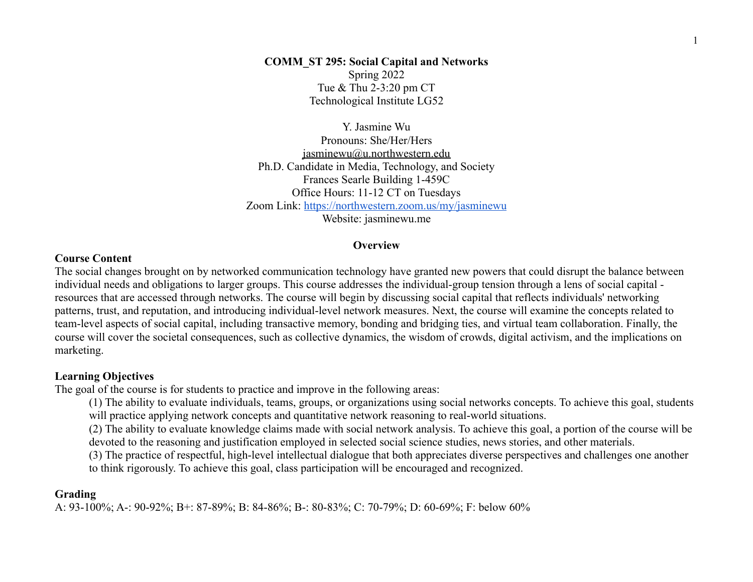# COMM_ST 295: Social Capital and Networks

Spring 2022
Tue & Thu 2-3:20 pm CT
Technological Institute LG52

Y. Jasmine Wu
Pronouns: She/Her/Hers
jasminewu@u.northwestern.edu
Ph.D. Candidate in Media, Technology, and Society
Frances Searle Building 1-459C
Office Hours: 11-12 CT on Tuesdays
Zoom Link: https://northwestern.zoom.us/my/jasminewu
Website: jasminewu.me

## Overview

### Course Content

The social changes brought on by networked communication technology have granted new powers that could disrupt the balance between individual needs and obligations to larger groups. This course addresses the individual-group tension through a lens of social capital - resources that are accessed through networks. The course will begin by discussing social capital that reflects individuals' networking patterns, trust, and reputation, and introducing individual-level network measures. Next, the course will examine the concepts related to team-level aspects of social capital, including transactive memory, bonding and bridging ties, and virtual team collaboration. Finally, the course will cover the societal consequences, such as collective dynamics, the wisdom of crowds, digital activism, and the implications on marketing.

### Learning Objectives

The goal of the course is for students to practice and improve in the following areas:

(1) The ability to evaluate individuals, teams, groups, or organizations using social networks concepts. To achieve this goal, students will practice applying network concepts and quantitative network reasoning to real-world situations.

(2) The ability to evaluate knowledge claims made with social network analysis. To achieve this goal, a portion of the course will be devoted to the reasoning and justification employed in selected social science studies, news stories, and other materials.

(3) The practice of respectful, high-level intellectual dialogue that both appreciates diverse perspectives and challenges one another to think rigorously. To achieve this goal, class participation will be encouraged and recognized.

### Grading

A: 93-100%; A-: 90-92%; B+: 87-89%; B: 84-86%; B-: 80-83%; C: 70-79%; D: 60-69%; F: below 60%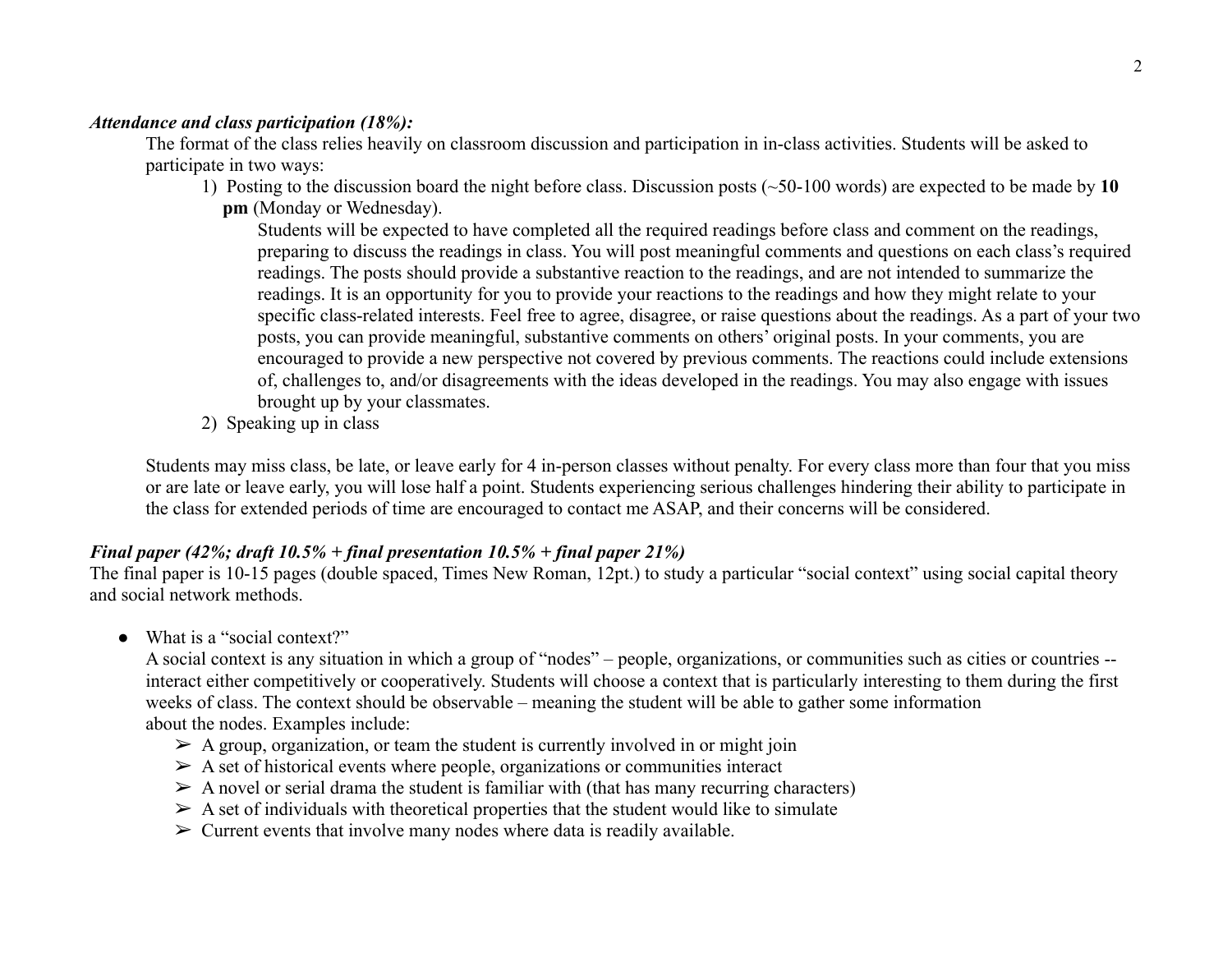***Attendance and class participation (18%):***

The format of the class relies heavily on classroom discussion and participation in in-class activities. Students will be asked to participate in two ways:

1) Posting to the discussion board the night before class. Discussion posts (~50-100 words) are expected to be made by **10 pm** (Monday or Wednesday).

   Students will be expected to have completed all the required readings before class and comment on the readings, preparing to discuss the readings in class. You will post meaningful comments and questions on each class's required readings. The posts should provide a substantive reaction to the readings, and are not intended to summarize the readings. It is an opportunity for you to provide your reactions to the readings and how they might relate to your specific class-related interests. Feel free to agree, disagree, or raise questions about the readings. As a part of your two posts, you can provide meaningful, substantive comments on others' original posts. In your comments, you are encouraged to provide a new perspective not covered by previous comments. The reactions could include extensions of, challenges to, and/or disagreements with the ideas developed in the readings. You may also engage with issues brought up by your classmates.

2) Speaking up in class

Students may miss class, be late, or leave early for 4 in-person classes without penalty. For every class more than four that you miss or are late or leave early, you will lose half a point. Students experiencing serious challenges hindering their ability to participate in the class for extended periods of time are encouraged to contact me ASAP, and their concerns will be considered.

***Final paper (42%; draft 10.5% + final presentation 10.5% + final paper 21%)***

The final paper is 10-15 pages (double spaced, Times New Roman, 12pt.) to study a particular "social context" using social capital theory and social network methods.

- What is a "social context?"

  A social context is any situation in which a group of "nodes" – people, organizations, or communities such as cities or countries -- interact either competitively or cooperatively. Students will choose a context that is particularly interesting to them during the first weeks of class. The context should be observable – meaning the student will be able to gather some information about the nodes. Examples include:

  - A group, organization, or team the student is currently involved in or might join
  - A set of historical events where people, organizations or communities interact
  - A novel or serial drama the student is familiar with (that has many recurring characters)
  - A set of individuals with theoretical properties that the student would like to simulate
  - Current events that involve many nodes where data is readily available.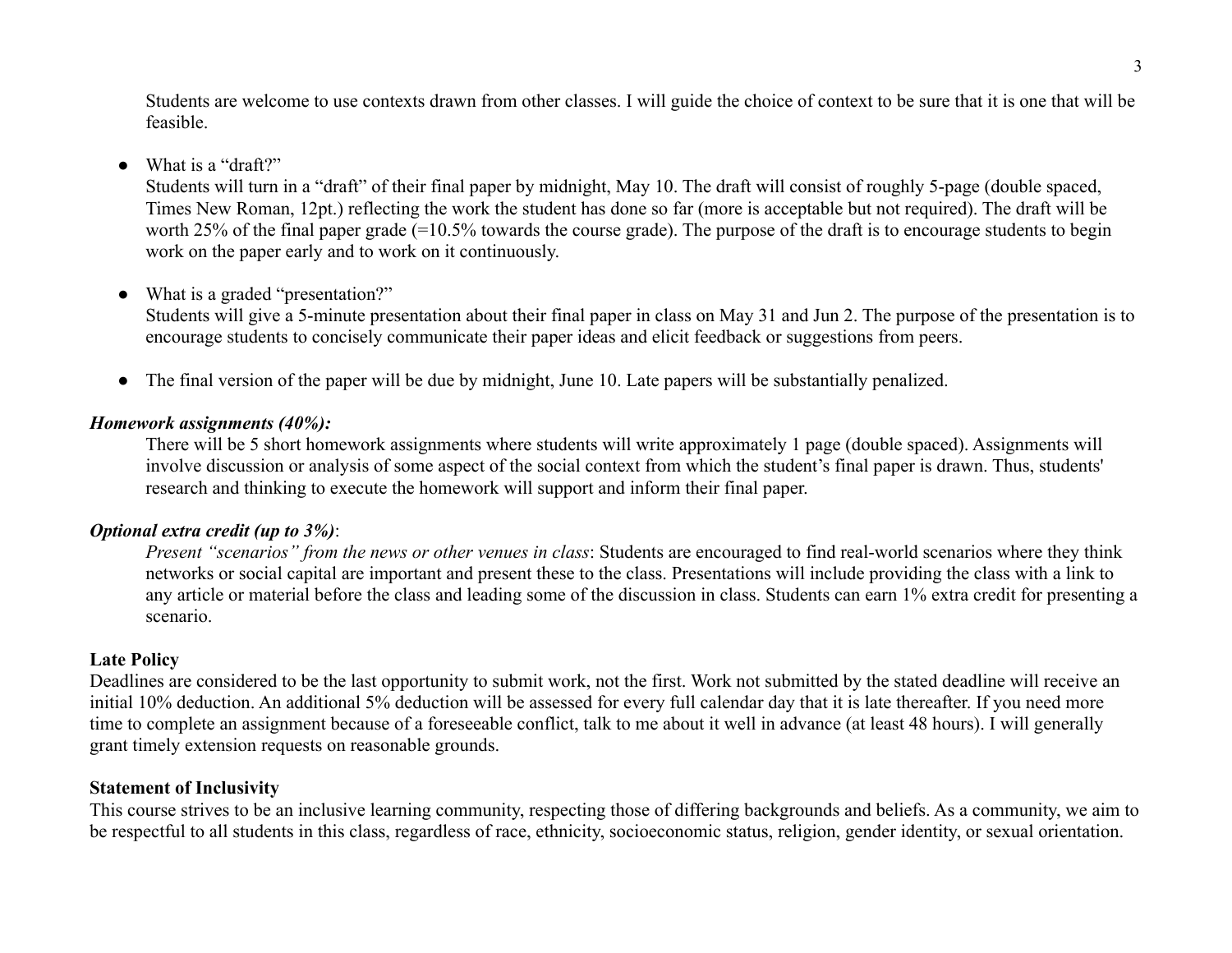Students are welcome to use contexts drawn from other classes. I will guide the choice of context to be sure that it is one that will be feasible.

- What is a "draft?"
  Students will turn in a "draft" of their final paper by midnight, May 10. The draft will consist of roughly 5-page (double spaced, Times New Roman, 12pt.) reflecting the work the student has done so far (more is acceptable but not required). The draft will be worth 25% of the final paper grade (=10.5% towards the course grade). The purpose of the draft is to encourage students to begin work on the paper early and to work on it continuously.

- What is a graded "presentation?"
  Students will give a 5-minute presentation about their final paper in class on May 31 and Jun 2. The purpose of the presentation is to encourage students to concisely communicate their paper ideas and elicit feedback or suggestions from peers.

- The final version of the paper will be due by midnight, June 10. Late papers will be substantially penalized.

***Homework assignments (40%):***

There will be 5 short homework assignments where students will write approximately 1 page (double spaced). Assignments will involve discussion or analysis of some aspect of the social context from which the student's final paper is drawn. Thus, students' research and thinking to execute the homework will support and inform their final paper.

***Optional extra credit (up to 3%)***:

*Present "scenarios" from the news or other venues in class*: Students are encouraged to find real-world scenarios where they think networks or social capital are important and present these to the class. Presentations will include providing the class with a link to any article or material before the class and leading some of the discussion in class. Students can earn 1% extra credit for presenting a scenario.

**Late Policy**

Deadlines are considered to be the last opportunity to submit work, not the first. Work not submitted by the stated deadline will receive an initial 10% deduction. An additional 5% deduction will be assessed for every full calendar day that it is late thereafter. If you need more time to complete an assignment because of a foreseeable conflict, talk to me about it well in advance (at least 48 hours). I will generally grant timely extension requests on reasonable grounds.

**Statement of Inclusivity**

This course strives to be an inclusive learning community, respecting those of differing backgrounds and beliefs. As a community, we aim to be respectful to all students in this class, regardless of race, ethnicity, socioeconomic status, religion, gender identity, or sexual orientation.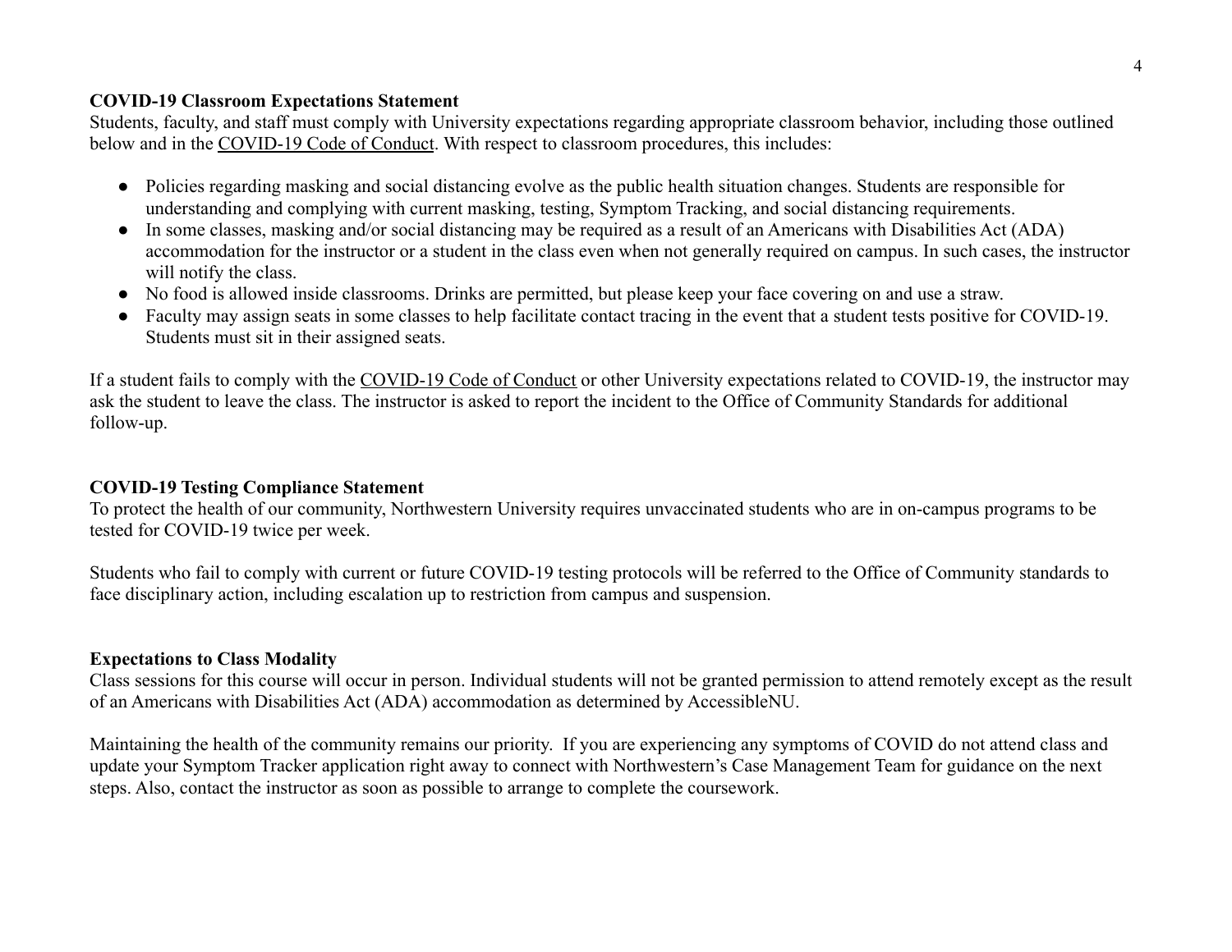**COVID-19 Classroom Expectations Statement**

Students, faculty, and staff must comply with University expectations regarding appropriate classroom behavior, including those outlined below and in the COVID-19 Code of Conduct. With respect to classroom procedures, this includes:

- Policies regarding masking and social distancing evolve as the public health situation changes. Students are responsible for understanding and complying with current masking, testing, Symptom Tracking, and social distancing requirements.
- In some classes, masking and/or social distancing may be required as a result of an Americans with Disabilities Act (ADA) accommodation for the instructor or a student in the class even when not generally required on campus. In such cases, the instructor will notify the class.
- No food is allowed inside classrooms. Drinks are permitted, but please keep your face covering on and use a straw.
- Faculty may assign seats in some classes to help facilitate contact tracing in the event that a student tests positive for COVID-19. Students must sit in their assigned seats.

If a student fails to comply with the COVID-19 Code of Conduct or other University expectations related to COVID-19, the instructor may ask the student to leave the class. The instructor is asked to report the incident to the Office of Community Standards for additional follow-up.

**COVID-19 Testing Compliance Statement**

To protect the health of our community, Northwestern University requires unvaccinated students who are in on-campus programs to be tested for COVID-19 twice per week.

Students who fail to comply with current or future COVID-19 testing protocols will be referred to the Office of Community standards to face disciplinary action, including escalation up to restriction from campus and suspension.

**Expectations to Class Modality**

Class sessions for this course will occur in person. Individual students will not be granted permission to attend remotely except as the result of an Americans with Disabilities Act (ADA) accommodation as determined by AccessibleNU.

Maintaining the health of the community remains our priority. If you are experiencing any symptoms of COVID do not attend class and update your Symptom Tracker application right away to connect with Northwestern's Case Management Team for guidance on the next steps. Also, contact the instructor as soon as possible to arrange to complete the coursework.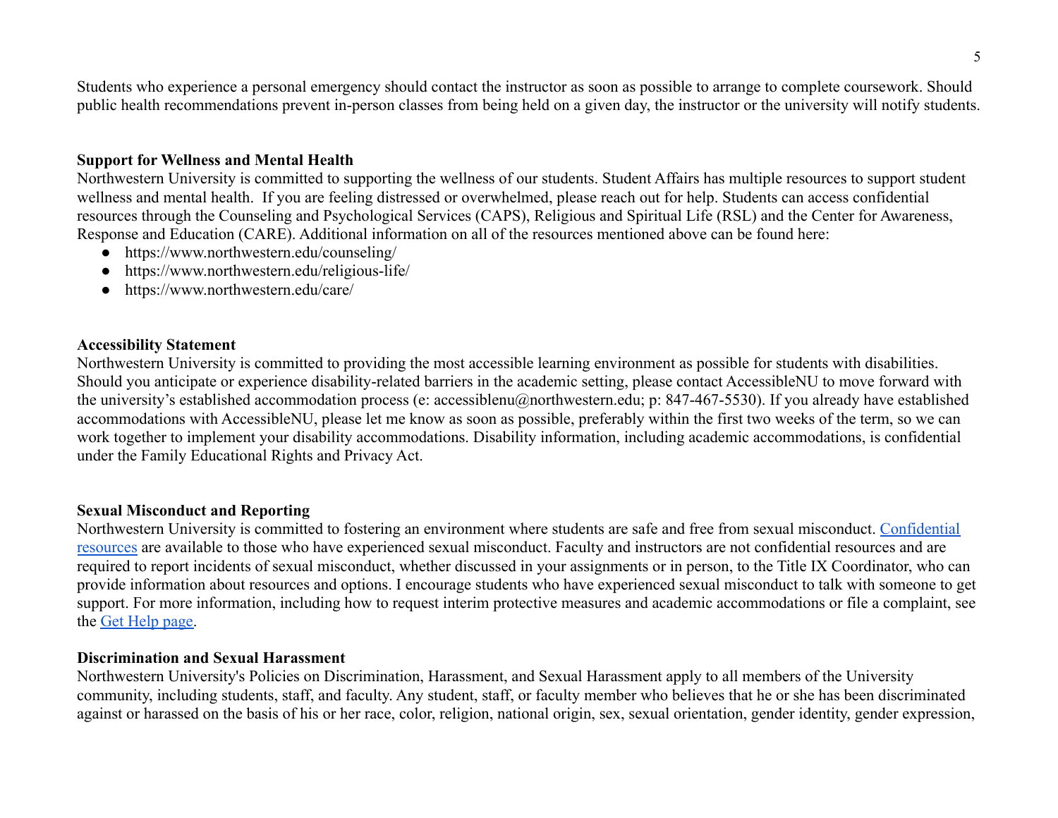Students who experience a personal emergency should contact the instructor as soon as possible to arrange to complete coursework. Should public health recommendations prevent in-person classes from being held on a given day, the instructor or the university will notify students.

**Support for Wellness and Mental Health**

Northwestern University is committed to supporting the wellness of our students. Student Affairs has multiple resources to support student wellness and mental health. If you are feeling distressed or overwhelmed, please reach out for help. Students can access confidential resources through the Counseling and Psychological Services (CAPS), Religious and Spiritual Life (RSL) and the Center for Awareness, Response and Education (CARE). Additional information on all of the resources mentioned above can be found here:

- https://www.northwestern.edu/counseling/
- https://www.northwestern.edu/religious-life/
- https://www.northwestern.edu/care/

**Accessibility Statement**

Northwestern University is committed to providing the most accessible learning environment as possible for students with disabilities. Should you anticipate or experience disability-related barriers in the academic setting, please contact AccessibleNU to move forward with the university's established accommodation process (e: accessiblenu@northwestern.edu; p: 847-467-5530). If you already have established accommodations with AccessibleNU, please let me know as soon as possible, preferably within the first two weeks of the term, so we can work together to implement your disability accommodations. Disability information, including academic accommodations, is confidential under the Family Educational Rights and Privacy Act.

**Sexual Misconduct and Reporting**

Northwestern University is committed to fostering an environment where students are safe and free from sexual misconduct. [Confidential resources] are available to those who have experienced sexual misconduct. Faculty and instructors are not confidential resources and are required to report incidents of sexual misconduct, whether discussed in your assignments or in person, to the Title IX Coordinator, who can provide information about resources and options. I encourage students who have experienced sexual misconduct to talk with someone to get support. For more information, including how to request interim protective measures and academic accommodations or file a complaint, see the [Get Help page].

**Discrimination and Sexual Harassment**

Northwestern University's Policies on Discrimination, Harassment, and Sexual Harassment apply to all members of the University community, including students, staff, and faculty. Any student, staff, or faculty member who believes that he or she has been discriminated against or harassed on the basis of his or her race, color, religion, national origin, sex, sexual orientation, gender identity, gender expression,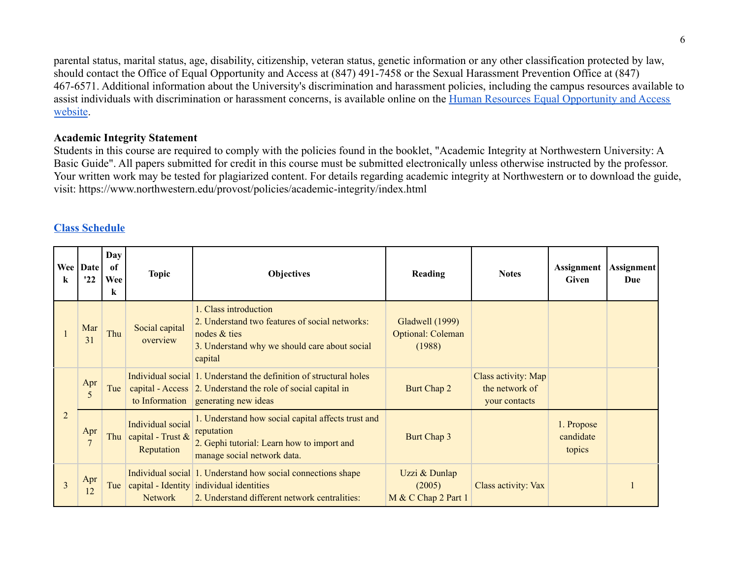parental status, marital status, age, disability, citizenship, veteran status, genetic information or any other classification protected by law, should contact the Office of Equal Opportunity and Access at (847) 491-7458 or the Sexual Harassment Prevention Office at (847) 467-6571. Additional information about the University's discrimination and harassment policies, including the campus resources available to assist individuals with discrimination or harassment concerns, is available online on the [Human Resources Equal Opportunity and Access website](#).

**Academic Integrity Statement**
Students in this course are required to comply with the policies found in the booklet, "Academic Integrity at Northwestern University: A Basic Guide". All papers submitted for credit in this course must be submitted electronically unless otherwise instructed by the professor. Your written work may be tested for plagiarized content. For details regarding academic integrity at Northwestern or to download the guide, visit: https://www.northwestern.edu/provost/policies/academic-integrity/index.html

## [Class Schedule](#)

| Week | Date '22 | Day of Week | Topic | Objectives | Reading | Notes | Assignment Given | Assignment Due |
|---|---|---|---|---|---|---|---|---|
| 1 | Mar 31 | Thu | Social capital overview | 1. Class introduction<br>2. Understand two features of social networks: nodes & ties<br>3. Understand why we should care about social capital | Gladwell (1999)<br>Optional: Coleman (1988) | | | |
| 2 | Apr 5 | Tue | Individual social capital - Access to Information | 1. Understand the definition of structural holes<br>2. Understand the role of social capital in generating new ideas | Burt Chap 2 | Class activity: Map the network of your contacts | | |
| | Apr 7 | Thu | Individual social capital - Trust & Reputation | 1. Understand how social capital affects trust and reputation<br>2. Gephi tutorial: Learn how to import and manage social network data. | Burt Chap 3 | | 1. Propose candidate topics | |
| 3 | Apr 12 | Tue | Individual social capital - Identity Network | 1. Understand how social connections shape individual identities<br>2. Understand different network centralities: | Uzzi & Dunlap (2005)<br>M & C Chap 2 Part 1 | Class activity: Vax | | 1 |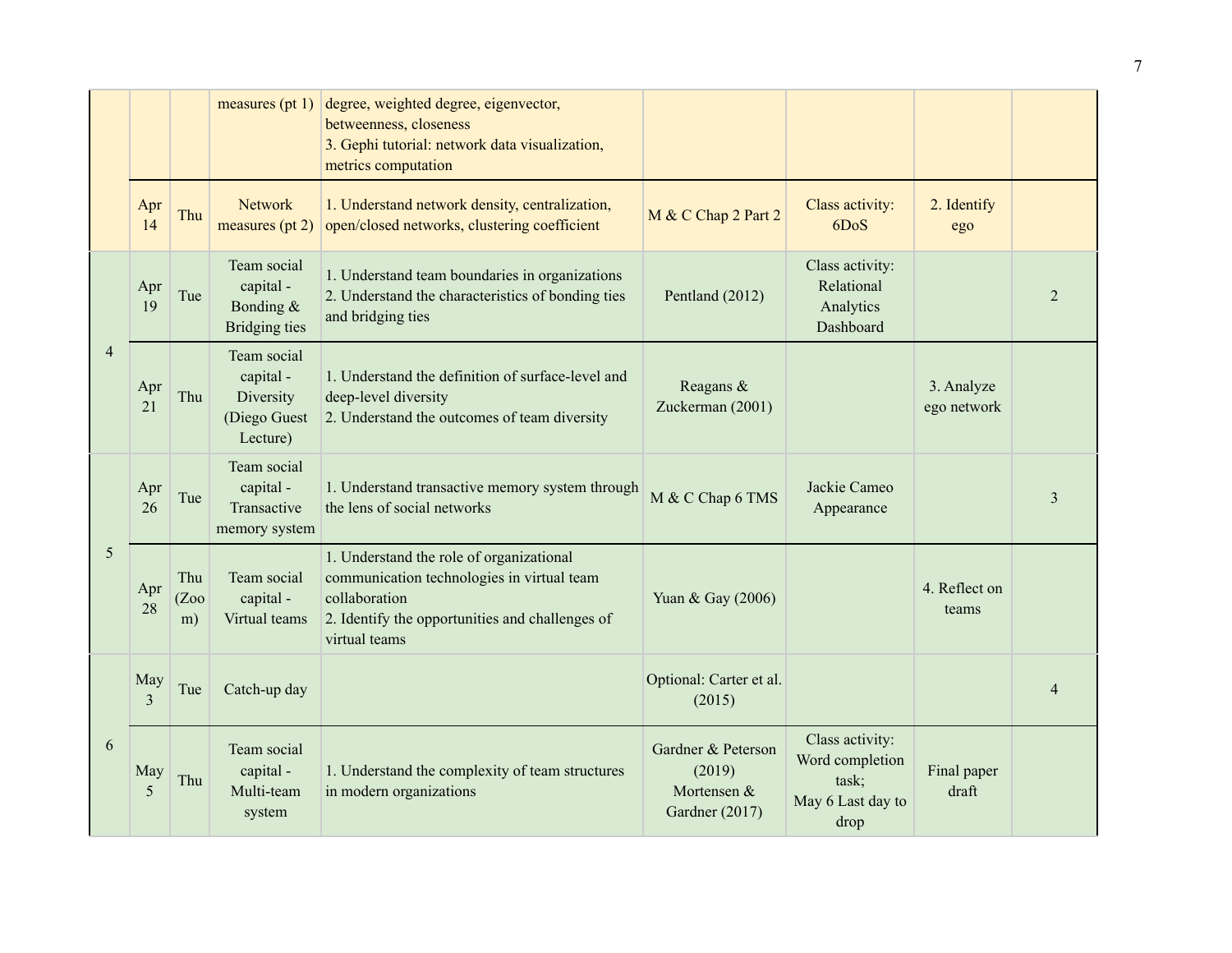| | | | measures (pt 1) | degree, weighted degree, eigenvector, betweenness, closeness<br>3. Gephi tutorial: network data visualization, metrics computation | | | | |
|---|---|---|---|---|---|---|---|---|
| | Apr 14 | Thu | Network measures (pt 2) | 1. Understand network density, centralization, open/closed networks, clustering coefficient | M & C Chap 2 Part 2 | Class activity: 6DoS | 2. Identify ego | |
| 4 | Apr 19 | Tue | Team social capital - Bonding & Bridging ties | 1. Understand team boundaries in organizations<br>2. Understand the characteristics of bonding ties and bridging ties | Pentland (2012) | Class activity: Relational Analytics Dashboard | | 2 |
| | Apr 21 | Thu | Team social capital - Diversity (Diego Guest Lecture) | 1. Understand the definition of surface-level and deep-level diversity<br>2. Understand the outcomes of team diversity | Reagans & Zuckerman (2001) | | 3. Analyze ego network | |
| 5 | Apr 26 | Tue | Team social capital - Transactive memory system | 1. Understand transactive memory system through the lens of social networks | M & C Chap 6 TMS | Jackie Cameo Appearance | | 3 |
| | Apr 28 | Thu (Zoom) | Team social capital - Virtual teams | 1. Understand the role of organizational communication technologies in virtual team collaboration<br>2. Identify the opportunities and challenges of virtual teams | Yuan & Gay (2006) | | 4. Reflect on teams | |
| 6 | May 3 | Tue | Catch-up day | | Optional: Carter et al. (2015) | | | 4 |
| | May 5 | Thu | Team social capital - Multi-team system | 1. Understand the complexity of team structures in modern organizations | Gardner & Peterson (2019)<br>Mortensen & Gardner (2017) | Class activity: Word completion task;<br>May 6 Last day to drop | Final paper draft | |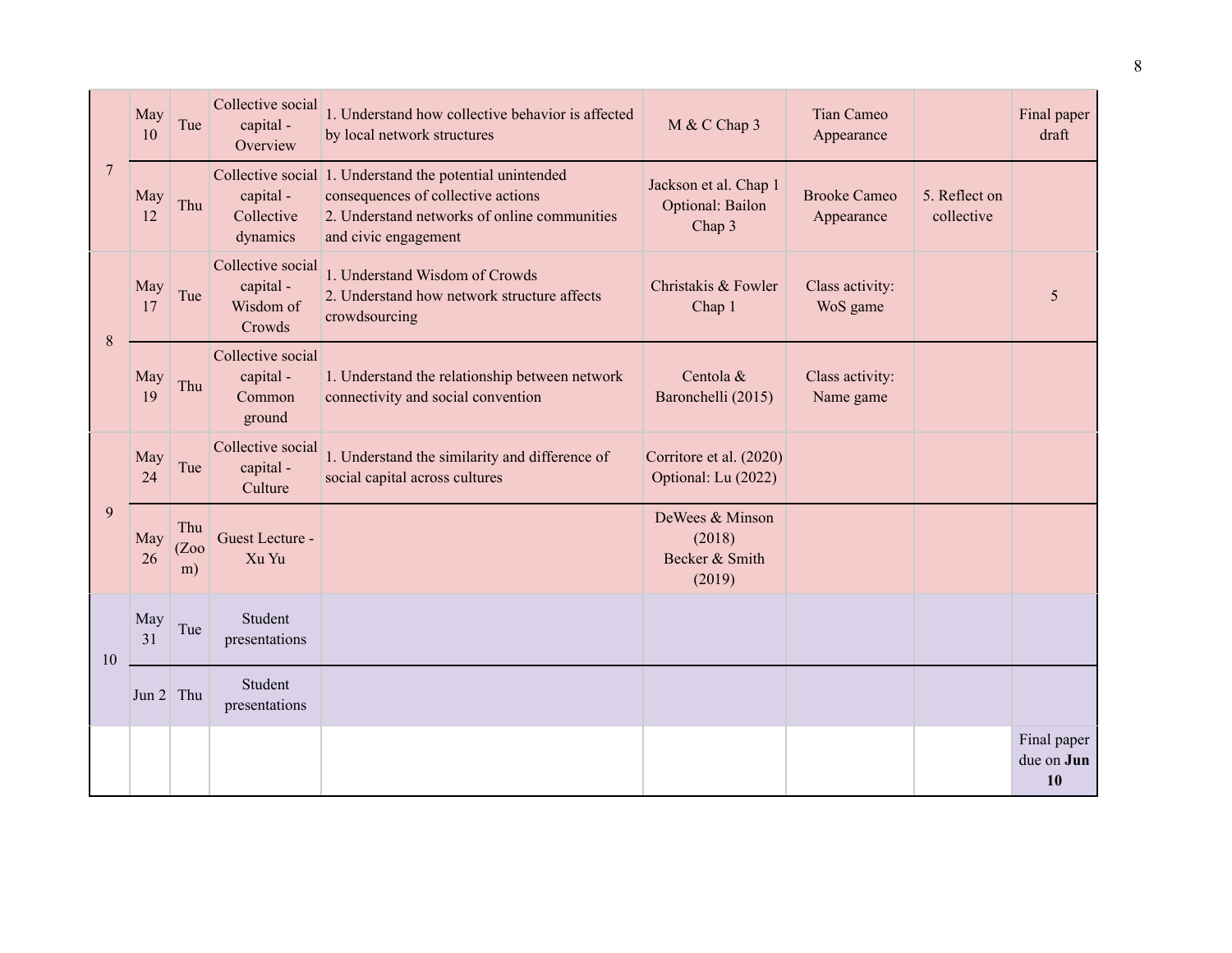| | | | | | | | | |
|---|---|---|---|---|---|---|---|---|
| 7 | May 10 | Tue | Collective social capital - Overview | 1. Understand how collective behavior is affected by local network structures | M & C Chap 3 | Tian Cameo Appearance | | Final paper draft |
| | May 12 | Thu | Collective social capital - Collective dynamics | 1. Understand the potential unintended consequences of collective actions<br>2. Understand networks of online communities and civic engagement | Jackson et al. Chap 1<br>Optional: Bailon Chap 3 | Brooke Cameo Appearance | 5. Reflect on collective | |
| 8 | May 17 | Tue | Collective social capital - Wisdom of Crowds | 1. Understand Wisdom of Crowds<br>2. Understand how network structure affects crowdsourcing | Christakis & Fowler Chap 1 | Class activity: WoS game | | 5 |
| | May 19 | Thu | Collective social capital - Common ground | 1. Understand the relationship between network connectivity and social convention | Centola & Baronchelli (2015) | Class activity: Name game | | |
| 9 | May 24 | Tue | Collective social capital - Culture | 1. Understand the similarity and difference of social capital across cultures | Corritore et al. (2020)<br>Optional: Lu (2022) | | | |
| | May 26 | Thu (Zoom) | Guest Lecture - Xu Yu | | DeWees & Minson (2018)<br>Becker & Smith (2019) | | | |
| 10 | May 31 | Tue | Student presentations | | | | | |
| | Jun 2 | Thu | Student presentations | | | | | |
| | | | | | | | | Final paper due on **Jun 10** |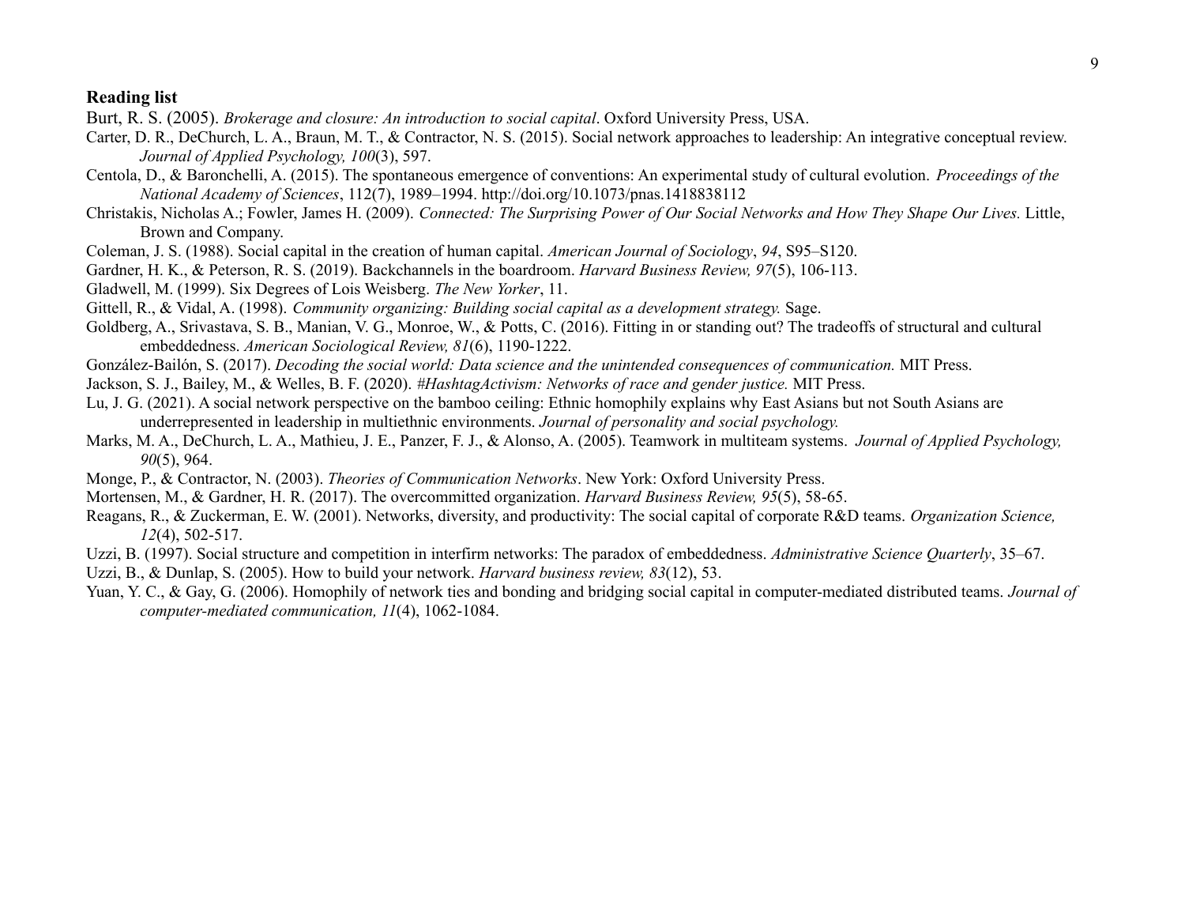**Reading list**

Burt, R. S. (2005). *Brokerage and closure: An introduction to social capital*. Oxford University Press, USA.

Carter, D. R., DeChurch, L. A., Braun, M. T., & Contractor, N. S. (2015). Social network approaches to leadership: An integrative conceptual review. *Journal of Applied Psychology, 100*(3), 597.

Centola, D., & Baronchelli, A. (2015). The spontaneous emergence of conventions: An experimental study of cultural evolution. *Proceedings of the National Academy of Sciences*, 112(7), 1989–1994. http://doi.org/10.1073/pnas.1418838112

Christakis, Nicholas A.; Fowler, James H. (2009). *Connected: The Surprising Power of Our Social Networks and How They Shape Our Lives.* Little, Brown and Company.

Coleman, J. S. (1988). Social capital in the creation of human capital. *American Journal of Sociology*, *94*, S95–S120.

Gardner, H. K., & Peterson, R. S. (2019). Backchannels in the boardroom. *Harvard Business Review, 97*(5), 106-113.

Gladwell, M. (1999). Six Degrees of Lois Weisberg. *The New Yorker*, 11.

Gittell, R., & Vidal, A. (1998). *Community organizing: Building social capital as a development strategy.* Sage.

Goldberg, A., Srivastava, S. B., Manian, V. G., Monroe, W., & Potts, C. (2016). Fitting in or standing out? The tradeoffs of structural and cultural embeddedness. *American Sociological Review, 81*(6), 1190-1222.

González-Bailón, S. (2017). *Decoding the social world: Data science and the unintended consequences of communication.* MIT Press.

Jackson, S. J., Bailey, M., & Welles, B. F. (2020). *#HashtagActivism: Networks of race and gender justice.* MIT Press.

Lu, J. G. (2021). A social network perspective on the bamboo ceiling: Ethnic homophily explains why East Asians but not South Asians are underrepresented in leadership in multiethnic environments. *Journal of personality and social psychology.*

Marks, M. A., DeChurch, L. A., Mathieu, J. E., Panzer, F. J., & Alonso, A. (2005). Teamwork in multiteam systems. *Journal of Applied Psychology, 90*(5), 964.

Monge, P., & Contractor, N. (2003). *Theories of Communication Networks*. New York: Oxford University Press.

Mortensen, M., & Gardner, H. R. (2017). The overcommitted organization. *Harvard Business Review, 95*(5), 58-65.

Reagans, R., & Zuckerman, E. W. (2001). Networks, diversity, and productivity: The social capital of corporate R&D teams. *Organization Science, 12*(4), 502-517.

Uzzi, B. (1997). Social structure and competition in interfirm networks: The paradox of embeddedness. *Administrative Science Quarterly*, 35–67.

Uzzi, B., & Dunlap, S. (2005). How to build your network. *Harvard business review, 83*(12), 53.

Yuan, Y. C., & Gay, G. (2006). Homophily of network ties and bonding and bridging social capital in computer-mediated distributed teams. *Journal of computer-mediated communication, 11*(4), 1062-1084.